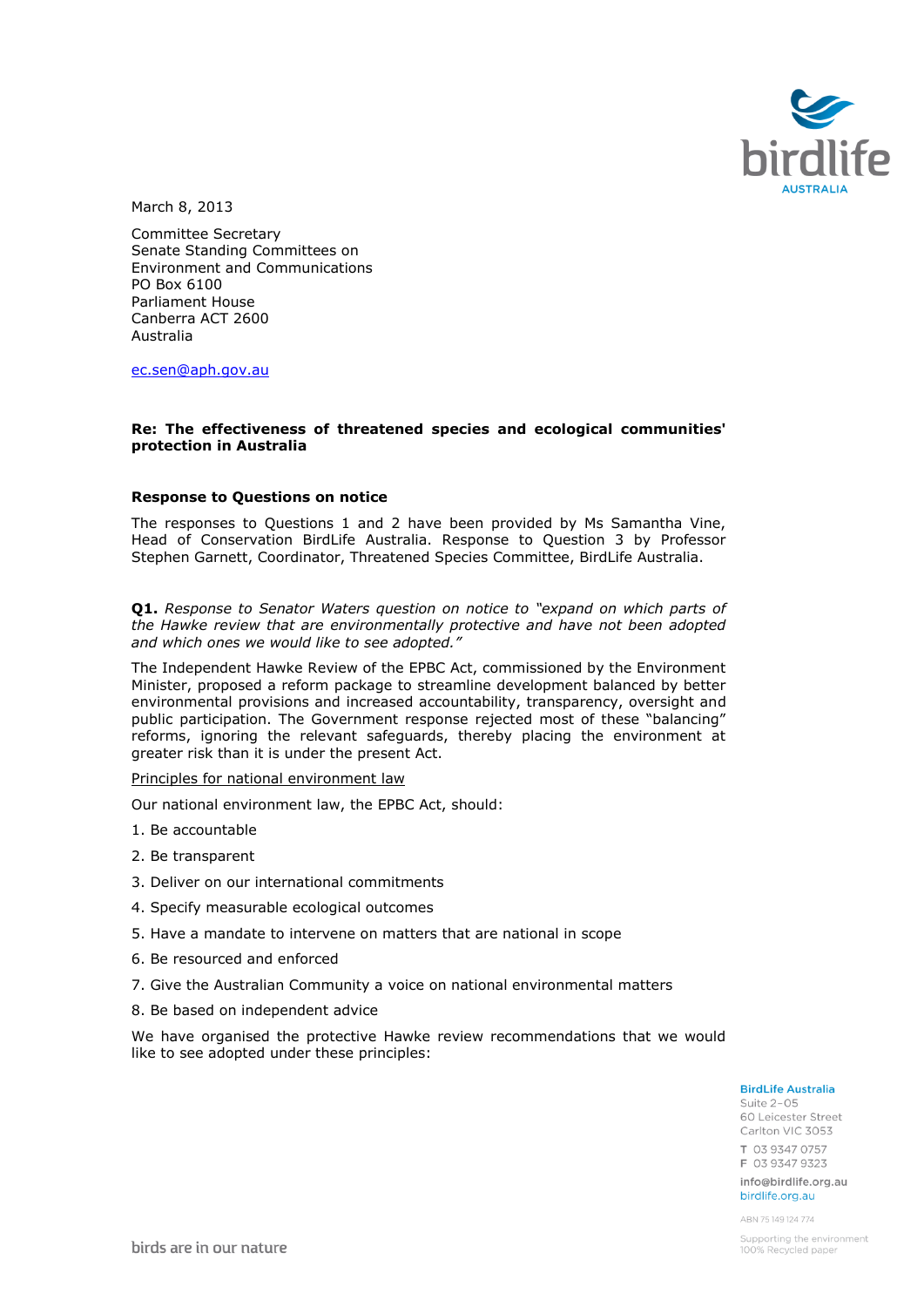March 8, 2013

Committee Secretary
Senate Standing Committees on
Environment and Communications
PO Box 6100
Parliament House
Canberra ACT 2600
Australia

ec.sen@aph.gov.au

**Re: The effectiveness of threatened species and ecological communities' protection in Australia**

**Response to Questions on notice**

The responses to Questions 1 and 2 have been provided by Ms Samantha Vine, Head of Conservation BirdLife Australia. Response to Question 3 by Professor Stephen Garnett, Coordinator, Threatened Species Committee, BirdLife Australia.

**Q1.** *Response to Senator Waters question on notice to "expand on which parts of the Hawke review that are environmentally protective and have not been adopted and which ones we would like to see adopted."*

The Independent Hawke Review of the EPBC Act, commissioned by the Environment Minister, proposed a reform package to streamline development balanced by better environmental provisions and increased accountability, transparency, oversight and public participation. The Government response rejected most of these "balancing" reforms, ignoring the relevant safeguards, thereby placing the environment at greater risk than it is under the present Act.

Principles for national environment law

Our national environment law, the EPBC Act, should:

1. Be accountable
2. Be transparent
3. Deliver on our international commitments
4. Specify measurable ecological outcomes
5. Have a mandate to intervene on matters that are national in scope
6. Be resourced and enforced
7. Give the Australian Community a voice on national environmental matters
8. Be based on independent advice

We have organised the protective Hawke review recommendations that we would like to see adopted under these principles:

BirdLife Australia
Suite 2-05
60 Leicester Street
Carlton VIC 3053
T 03 9347 0757
F 03 9347 9323
info@birdlife.org.au
birdlife.org.au
ABN 75 149 124 774

birds are in our nature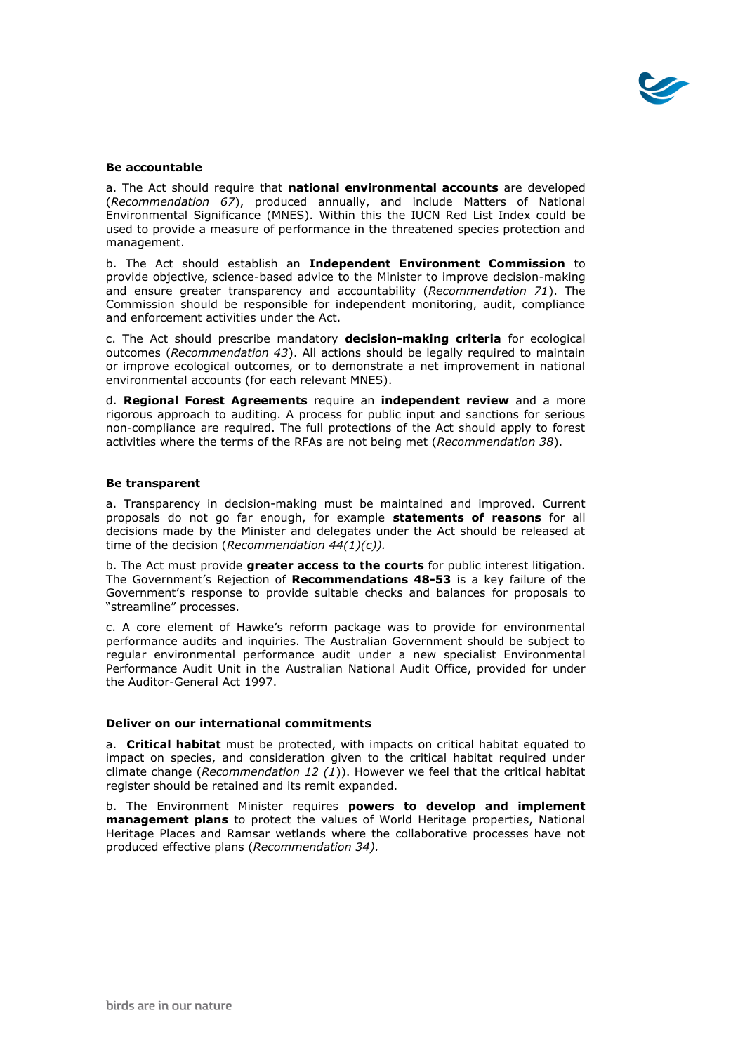**Be accountable**

a. The Act should require that **national environmental accounts** are developed (*Recommendation 67*), produced annually, and include Matters of National Environmental Significance (MNES). Within this the IUCN Red List Index could be used to provide a measure of performance in the threatened species protection and management.

b. The Act should establish an **Independent Environment Commission** to provide objective, science-based advice to the Minister to improve decision-making and ensure greater transparency and accountability (*Recommendation 71*). The Commission should be responsible for independent monitoring, audit, compliance and enforcement activities under the Act.

c. The Act should prescribe mandatory **decision-making criteria** for ecological outcomes (*Recommendation 43*). All actions should be legally required to maintain or improve ecological outcomes, or to demonstrate a net improvement in national environmental accounts (for each relevant MNES).

d. **Regional Forest Agreements** require an **independent review** and a more rigorous approach to auditing. A process for public input and sanctions for serious non-compliance are required. The full protections of the Act should apply to forest activities where the terms of the RFAs are not being met (*Recommendation 38*).

**Be transparent**

a. Transparency in decision-making must be maintained and improved. Current proposals do not go far enough, for example **statements of reasons** for all decisions made by the Minister and delegates under the Act should be released at time of the decision (*Recommendation 44(1)(c)).*

b. The Act must provide **greater access to the courts** for public interest litigation. The Government's Rejection of **Recommendations 48-53** is a key failure of the Government's response to provide suitable checks and balances for proposals to "streamline" processes.

c. A core element of Hawke's reform package was to provide for environmental performance audits and inquiries. The Australian Government should be subject to regular environmental performance audit under a new specialist Environmental Performance Audit Unit in the Australian National Audit Office, provided for under the Auditor-General Act 1997.

**Deliver on our international commitments**

a. **Critical habitat** must be protected, with impacts on critical habitat equated to impact on species, and consideration given to the critical habitat required under climate change (*Recommendation 12 (1)*). However we feel that the critical habitat register should be retained and its remit expanded.

b. The Environment Minister requires **powers to develop and implement management plans** to protect the values of World Heritage properties, National Heritage Places and Ramsar wetlands where the collaborative processes have not produced effective plans (*Recommendation 34).*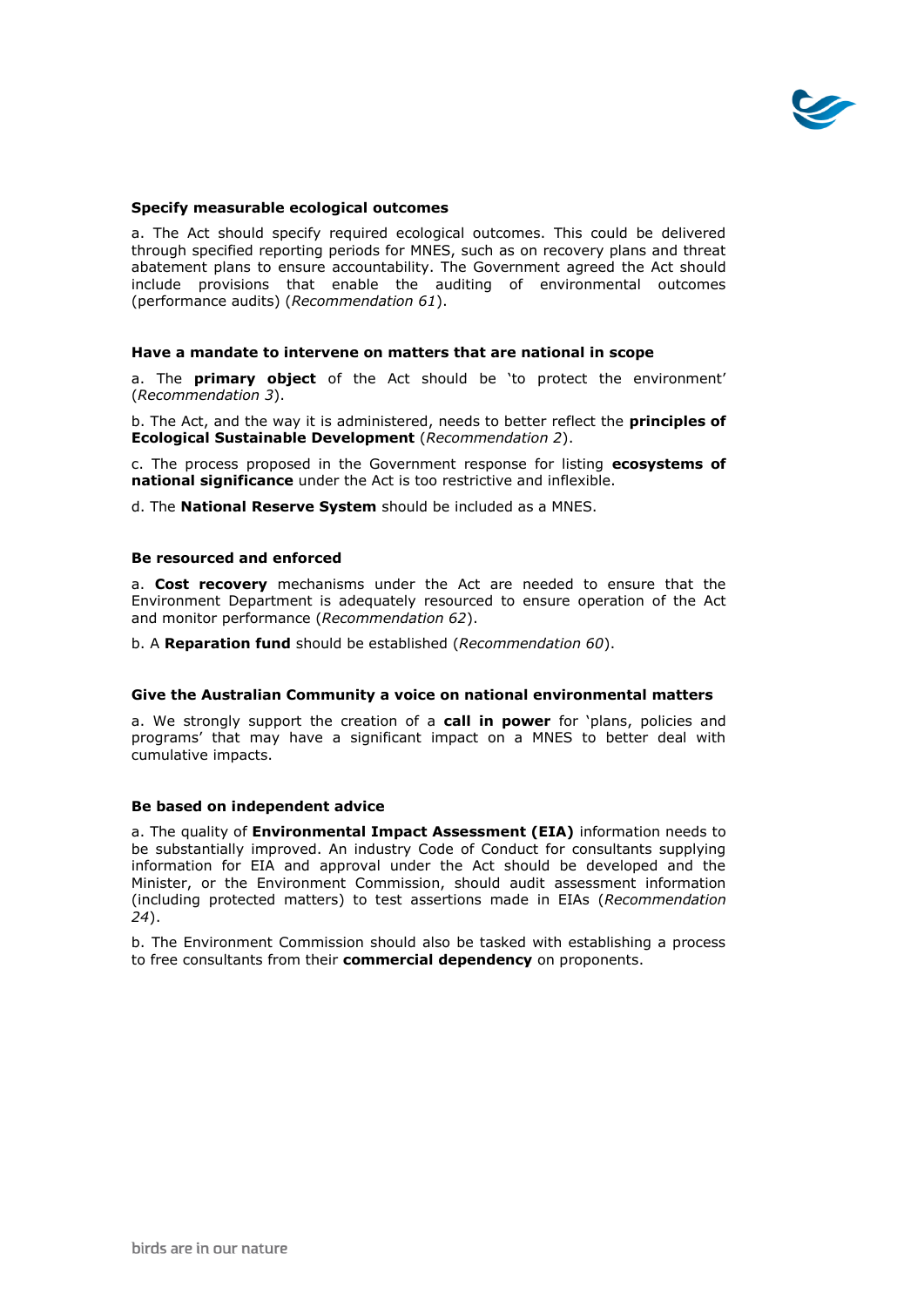**Specify measurable ecological outcomes**

a. The Act should specify required ecological outcomes. This could be delivered through specified reporting periods for MNES, such as on recovery plans and threat abatement plans to ensure accountability. The Government agreed the Act should include provisions that enable the auditing of environmental outcomes (performance audits) (*Recommendation 61*).

**Have a mandate to intervene on matters that are national in scope**

a. The **primary object** of the Act should be 'to protect the environment' (*Recommendation 3*).

b. The Act, and the way it is administered, needs to better reflect the **principles of Ecological Sustainable Development** (*Recommendation 2*).

c. The process proposed in the Government response for listing **ecosystems of national significance** under the Act is too restrictive and inflexible.

d. The **National Reserve System** should be included as a MNES.

**Be resourced and enforced**

a. **Cost recovery** mechanisms under the Act are needed to ensure that the Environment Department is adequately resourced to ensure operation of the Act and monitor performance (*Recommendation 62*).

b. A **Reparation fund** should be established (*Recommendation 60*).

**Give the Australian Community a voice on national environmental matters**

a. We strongly support the creation of a **call in power** for 'plans, policies and programs' that may have a significant impact on a MNES to better deal with cumulative impacts.

**Be based on independent advice**

a. The quality of **Environmental Impact Assessment (EIA)** information needs to be substantially improved. An industry Code of Conduct for consultants supplying information for EIA and approval under the Act should be developed and the Minister, or the Environment Commission, should audit assessment information (including protected matters) to test assertions made in EIAs (*Recommendation 24*).

b. The Environment Commission should also be tasked with establishing a process to free consultants from their **commercial dependency** on proponents.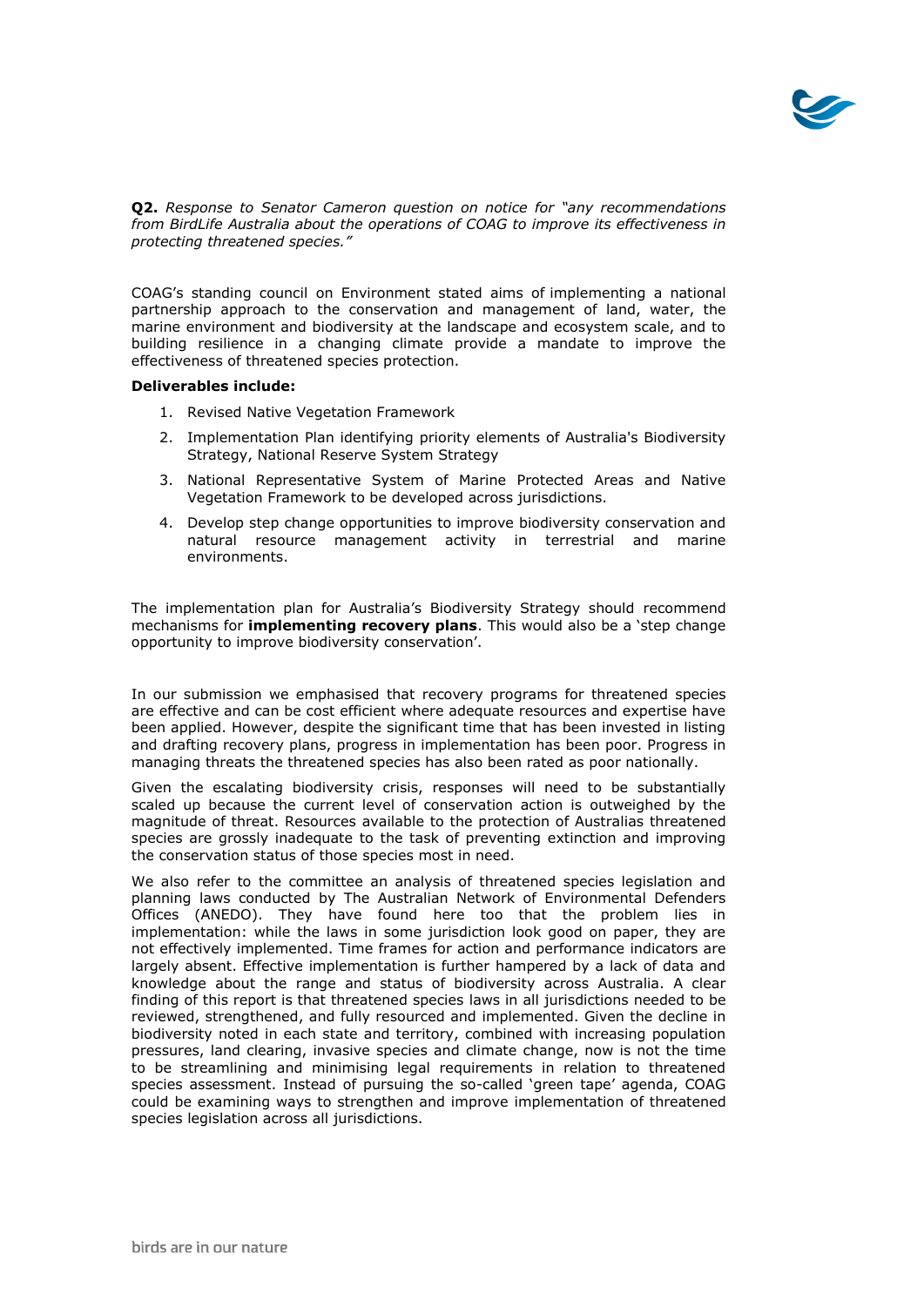**Q2.** *Response to Senator Cameron question on notice for "any recommendations from BirdLife Australia about the operations of COAG to improve its effectiveness in protecting threatened species."*

COAG's standing council on Environment stated aims of implementing a national partnership approach to the conservation and management of land, water, the marine environment and biodiversity at the landscape and ecosystem scale, and to building resilience in a changing climate provide a mandate to improve the effectiveness of threatened species protection.

**Deliverables include:**

1. Revised Native Vegetation Framework
2. Implementation Plan identifying priority elements of Australia's Biodiversity Strategy, National Reserve System Strategy
3. National Representative System of Marine Protected Areas and Native Vegetation Framework to be developed across jurisdictions.
4. Develop step change opportunities to improve biodiversity conservation and natural resource management activity in terrestrial and marine environments.

The implementation plan for Australia's Biodiversity Strategy should recommend mechanisms for **implementing recovery plans**. This would also be a 'step change opportunity to improve biodiversity conservation'.

In our submission we emphasised that recovery programs for threatened species are effective and can be cost efficient where adequate resources and expertise have been applied. However, despite the significant time that has been invested in listing and drafting recovery plans, progress in implementation has been poor. Progress in managing threats the threatened species has also been rated as poor nationally.

Given the escalating biodiversity crisis, responses will need to be substantially scaled up because the current level of conservation action is outweighed by the magnitude of threat. Resources available to the protection of Australias threatened species are grossly inadequate to the task of preventing extinction and improving the conservation status of those species most in need.

We also refer to the committee an analysis of threatened species legislation and planning laws conducted by The Australian Network of Environmental Defenders Offices (ANEDO). They have found here too that the problem lies in implementation: while the laws in some jurisdiction look good on paper, they are not effectively implemented. Time frames for action and performance indicators are largely absent. Effective implementation is further hampered by a lack of data and knowledge about the range and status of biodiversity across Australia. A clear finding of this report is that threatened species laws in all jurisdictions needed to be reviewed, strengthened, and fully resourced and implemented. Given the decline in biodiversity noted in each state and territory, combined with increasing population pressures, land clearing, invasive species and climate change, now is not the time to be streamlining and minimising legal requirements in relation to threatened species assessment. Instead of pursuing the so-called 'green tape' agenda, COAG could be examining ways to strengthen and improve implementation of threatened species legislation across all jurisdictions.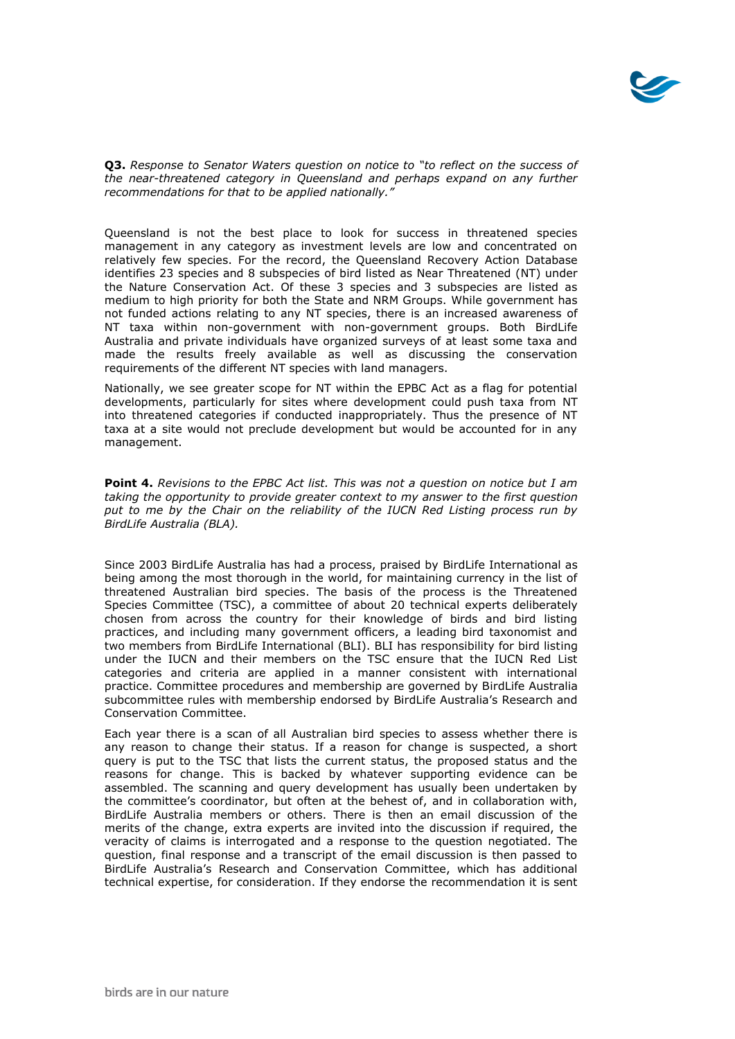**Q3.** *Response to Senator Waters question on notice to "to reflect on the success of the near-threatened category in Queensland and perhaps expand on any further recommendations for that to be applied nationally."*

Queensland is not the best place to look for success in threatened species management in any category as investment levels are low and concentrated on relatively few species. For the record, the Queensland Recovery Action Database identifies 23 species and 8 subspecies of bird listed as Near Threatened (NT) under the Nature Conservation Act. Of these 3 species and 3 subspecies are listed as medium to high priority for both the State and NRM Groups. While government has not funded actions relating to any NT species, there is an increased awareness of NT taxa within non-government with non-government groups. Both BirdLife Australia and private individuals have organized surveys of at least some taxa and made the results freely available as well as discussing the conservation requirements of the different NT species with land managers.

Nationally, we see greater scope for NT within the EPBC Act as a flag for potential developments, particularly for sites where development could push taxa from NT into threatened categories if conducted inappropriately. Thus the presence of NT taxa at a site would not preclude development but would be accounted for in any management.

**Point 4.** *Revisions to the EPBC Act list. This was not a question on notice but I am taking the opportunity to provide greater context to my answer to the first question put to me by the Chair on the reliability of the IUCN Red Listing process run by BirdLife Australia (BLA).*

Since 2003 BirdLife Australia has had a process, praised by BirdLife International as being among the most thorough in the world, for maintaining currency in the list of threatened Australian bird species. The basis of the process is the Threatened Species Committee (TSC), a committee of about 20 technical experts deliberately chosen from across the country for their knowledge of birds and bird listing practices, and including many government officers, a leading bird taxonomist and two members from BirdLife International (BLI). BLI has responsibility for bird listing under the IUCN and their members on the TSC ensure that the IUCN Red List categories and criteria are applied in a manner consistent with international practice. Committee procedures and membership are governed by BirdLife Australia subcommittee rules with membership endorsed by BirdLife Australia's Research and Conservation Committee.

Each year there is a scan of all Australian bird species to assess whether there is any reason to change their status. If a reason for change is suspected, a short query is put to the TSC that lists the current status, the proposed status and the reasons for change. This is backed by whatever supporting evidence can be assembled. The scanning and query development has usually been undertaken by the committee's coordinator, but often at the behest of, and in collaboration with, BirdLife Australia members or others. There is then an email discussion of the merits of the change, extra experts are invited into the discussion if required, the veracity of claims is interrogated and a response to the question negotiated. The question, final response and a transcript of the email discussion is then passed to BirdLife Australia's Research and Conservation Committee, which has additional technical expertise, for consideration. If they endorse the recommendation it is sent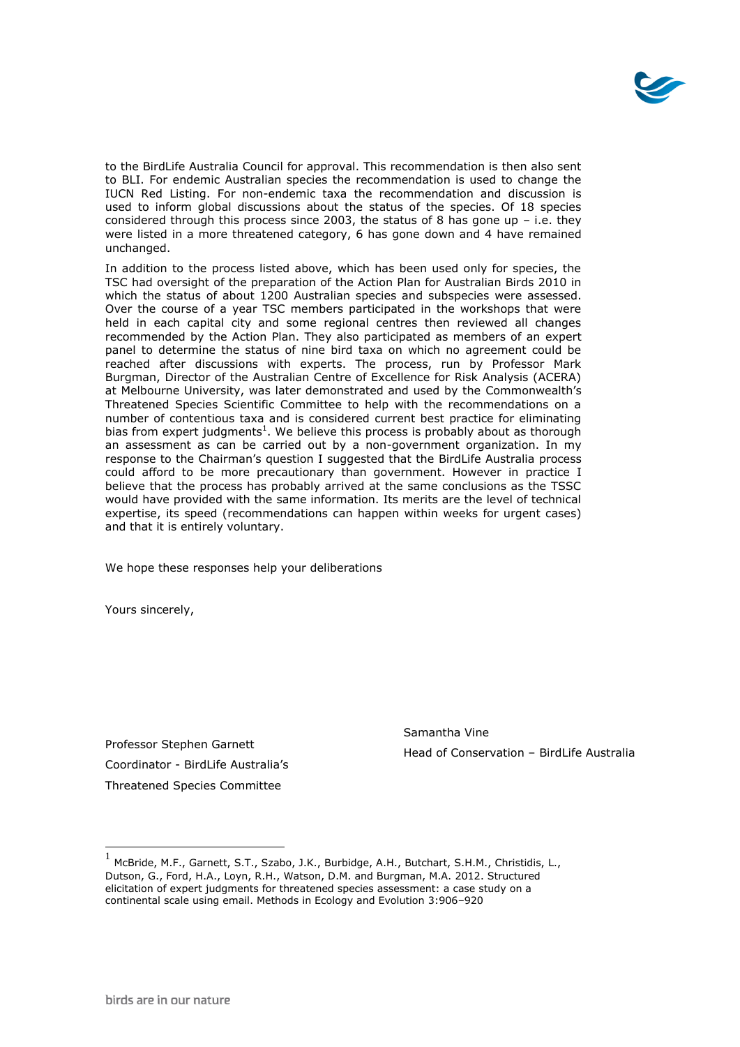to the BirdLife Australia Council for approval. This recommendation is then also sent to BLI. For endemic Australian species the recommendation is used to change the IUCN Red Listing. For non-endemic taxa the recommendation and discussion is used to inform global discussions about the status of the species. Of 18 species considered through this process since 2003, the status of 8 has gone up – i.e. they were listed in a more threatened category, 6 has gone down and 4 have remained unchanged.

In addition to the process listed above, which has been used only for species, the TSC had oversight of the preparation of the Action Plan for Australian Birds 2010 in which the status of about 1200 Australian species and subspecies were assessed. Over the course of a year TSC members participated in the workshops that were held in each capital city and some regional centres then reviewed all changes recommended by the Action Plan. They also participated as members of an expert panel to determine the status of nine bird taxa on which no agreement could be reached after discussions with experts. The process, run by Professor Mark Burgman, Director of the Australian Centre of Excellence for Risk Analysis (ACERA) at Melbourne University, was later demonstrated and used by the Commonwealth's Threatened Species Scientific Committee to help with the recommendations on a number of contentious taxa and is considered current best practice for eliminating bias from expert judgments[1]. We believe this process is probably about as thorough an assessment as can be carried out by a non-government organization. In my response to the Chairman's question I suggested that the BirdLife Australia process could afford to be more precautionary than government. However in practice I believe that the process has probably arrived at the same conclusions as the TSSC would have provided with the same information. Its merits are the level of technical expertise, its speed (recommendations can happen within weeks for urgent cases) and that it is entirely voluntary.

We hope these responses help your deliberations

Yours sincerely,

Professor Stephen Garnett
Coordinator - BirdLife Australia's
Threatened Species Committee

Samantha Vine
Head of Conservation – BirdLife Australia

---

[1] McBride, M.F., Garnett, S.T., Szabo, J.K., Burbidge, A.H., Butchart, S.H.M., Christidis, L., Dutson, G., Ford, H.A., Loyn, R.H., Watson, D.M. and Burgman, M.A. 2012. Structured elicitation of expert judgments for threatened species assessment: a case study on a continental scale using email. Methods in Ecology and Evolution 3:906–920